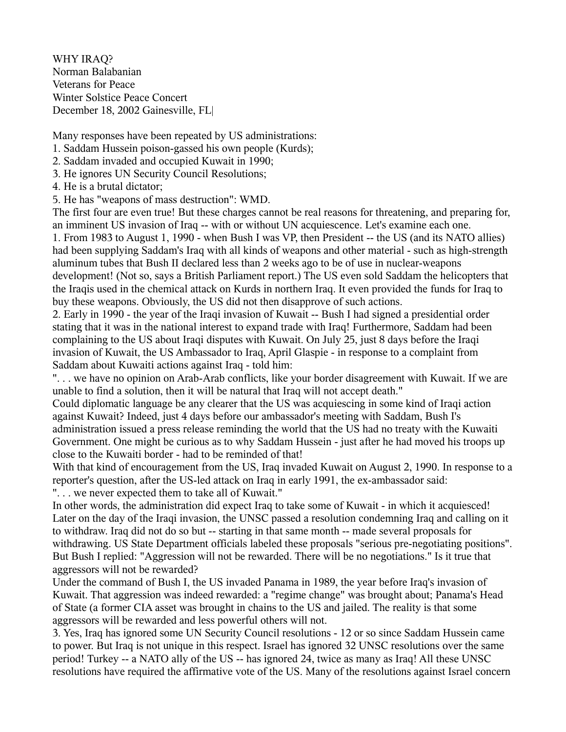WHY IRAQ?
Norman Balabanian
Veterans for Peace
Winter Solstice Peace Concert
December 18, 2002 Gainesville, FL|

Many responses have been repeated by US administrations:
1. Saddam Hussein poison-gassed his own people (Kurds);
2. Saddam invaded and occupied Kuwait in 1990;
3. He ignores UN Security Council Resolutions;
4. He is a brutal dictator;
5. He has "weapons of mass destruction": WMD.

The first four are even true! But these charges cannot be real reasons for threatening, and preparing for, an imminent US invasion of Iraq -- with or without UN acquiescence. Let's examine each one.

1. From 1983 to August 1, 1990 - when Bush I was VP, then President -- the US (and its NATO allies) had been supplying Saddam's Iraq with all kinds of weapons and other material - such as high-strength aluminum tubes that Bush II declared less than 2 weeks ago to be of use in nuclear-weapons development! (Not so, says a British Parliament report.) The US even sold Saddam the helicopters that the Iraqis used in the chemical attack on Kurds in northern Iraq. It even provided the funds for Iraq to buy these weapons. Obviously, the US did not then disapprove of such actions.

2. Early in 1990 - the year of the Iraqi invasion of Kuwait -- Bush I had signed a presidential order stating that it was in the national interest to expand trade with Iraq! Furthermore, Saddam had been complaining to the US about Iraqi disputes with Kuwait. On July 25, just 8 days before the Iraqi invasion of Kuwait, the US Ambassador to Iraq, April Glaspie - in response to a complaint from Saddam about Kuwaiti actions against Iraq - told him:

". . . we have no opinion on Arab-Arab conflicts, like your border disagreement with Kuwait. If we are unable to find a solution, then it will be natural that Iraq will not accept death."

Could diplomatic language be any clearer that the US was acquiescing in some kind of Iraqi action against Kuwait? Indeed, just 4 days before our ambassador's meeting with Saddam, Bush I's administration issued a press release reminding the world that the US had no treaty with the Kuwaiti Government. One might be curious as to why Saddam Hussein - just after he had moved his troops up close to the Kuwaiti border - had to be reminded of that!

With that kind of encouragement from the US, Iraq invaded Kuwait on August 2, 1990. In response to a reporter's question, after the US-led attack on Iraq in early 1991, the ex-ambassador said:

". . . we never expected them to take all of Kuwait."

In other words, the administration did expect Iraq to take some of Kuwait - in which it acquiesced! Later on the day of the Iraqi invasion, the UNSC passed a resolution condemning Iraq and calling on it to withdraw. Iraq did not do so but -- starting in that same month -- made several proposals for withdrawing. US State Department officials labeled these proposals "serious pre-negotiating positions". But Bush I replied: "Aggression will not be rewarded. There will be no negotiations." Is it true that aggressors will not be rewarded?

Under the command of Bush I, the US invaded Panama in 1989, the year before Iraq's invasion of Kuwait. That aggression was indeed rewarded: a "regime change" was brought about; Panama's Head of State (a former CIA asset was brought in chains to the US and jailed. The reality is that some aggressors will be rewarded and less powerful others will not.

3. Yes, Iraq has ignored some UN Security Council resolutions - 12 or so since Saddam Hussein came to power. But Iraq is not unique in this respect. Israel has ignored 32 UNSC resolutions over the same period! Turkey -- a NATO ally of the US -- has ignored 24, twice as many as Iraq! All these UNSC resolutions have required the affirmative vote of the US. Many of the resolutions against Israel concern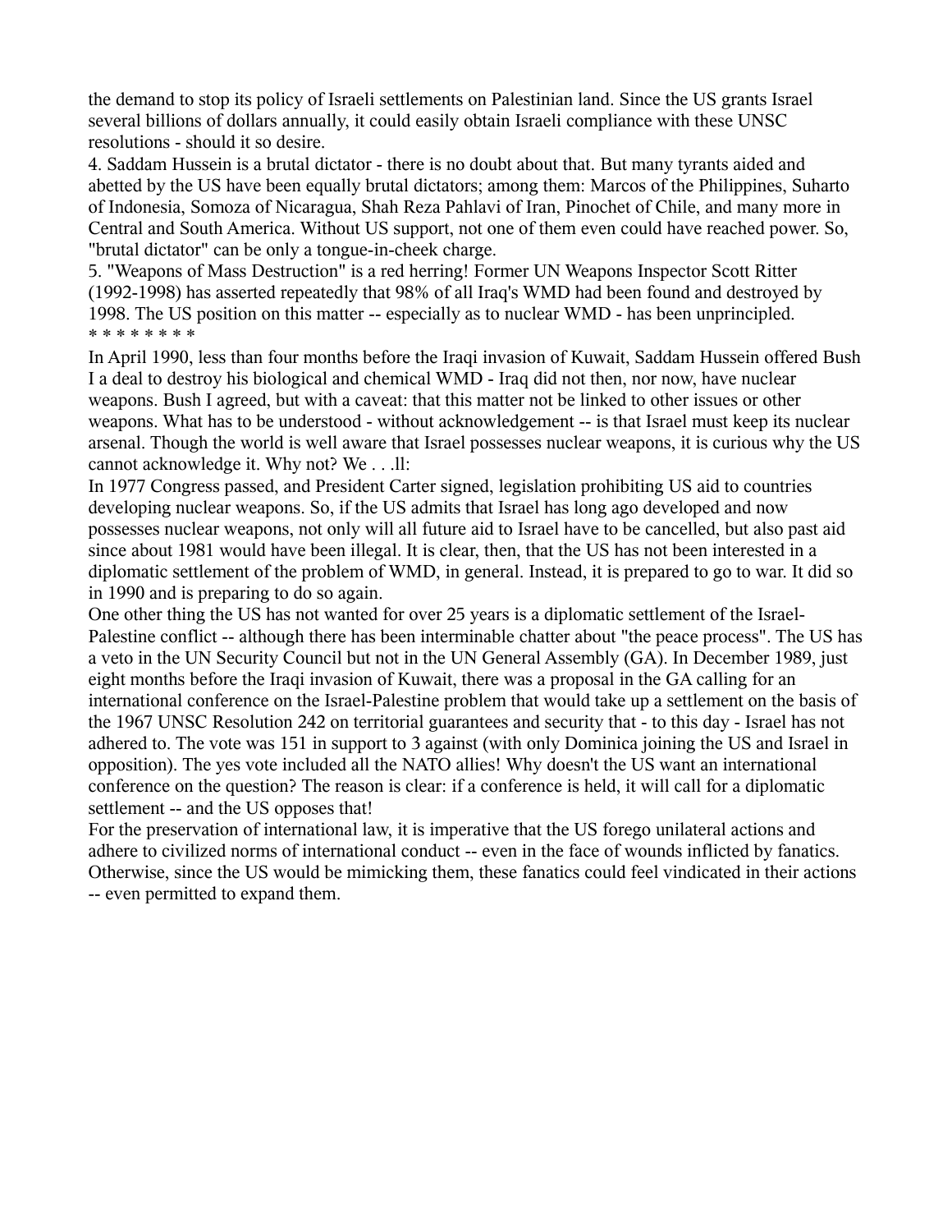the demand to stop its policy of Israeli settlements on Palestinian land. Since the US grants Israel several billions of dollars annually, it could easily obtain Israeli compliance with these UNSC resolutions - should it so desire.

4. Saddam Hussein is a brutal dictator - there is no doubt about that. But many tyrants aided and abetted by the US have been equally brutal dictators; among them: Marcos of the Philippines, Suharto of Indonesia, Somoza of Nicaragua, Shah Reza Pahlavi of Iran, Pinochet of Chile, and many more in Central and South America. Without US support, not one of them even could have reached power. So, "brutal dictator" can be only a tongue-in-cheek charge.

5. "Weapons of Mass Destruction" is a red herring! Former UN Weapons Inspector Scott Ritter (1992-1998) has asserted repeatedly that 98% of all Iraq's WMD had been found and destroyed by 1998. The US position on this matter -- especially as to nuclear WMD - has been unprincipled.

* * * * * * * *

In April 1990, less than four months before the Iraqi invasion of Kuwait, Saddam Hussein offered Bush I a deal to destroy his biological and chemical WMD - Iraq did not then, nor now, have nuclear weapons. Bush I agreed, but with a caveat: that this matter not be linked to other issues or other weapons. What has to be understood - without acknowledgement -- is that Israel must keep its nuclear arsenal. Though the world is well aware that Israel possesses nuclear weapons, it is curious why the US cannot acknowledge it. Why not? We . . .ll:

In 1977 Congress passed, and President Carter signed, legislation prohibiting US aid to countries developing nuclear weapons. So, if the US admits that Israel has long ago developed and now possesses nuclear weapons, not only will all future aid to Israel have to be cancelled, but also past aid since about 1981 would have been illegal. It is clear, then, that the US has not been interested in a diplomatic settlement of the problem of WMD, in general. Instead, it is prepared to go to war. It did so in 1990 and is preparing to do so again.

One other thing the US has not wanted for over 25 years is a diplomatic settlement of the Israel-Palestine conflict -- although there has been interminable chatter about "the peace process". The US has a veto in the UN Security Council but not in the UN General Assembly (GA). In December 1989, just eight months before the Iraqi invasion of Kuwait, there was a proposal in the GA calling for an international conference on the Israel-Palestine problem that would take up a settlement on the basis of the 1967 UNSC Resolution 242 on territorial guarantees and security that - to this day - Israel has not adhered to. The vote was 151 in support to 3 against (with only Dominica joining the US and Israel in opposition). The yes vote included all the NATO allies! Why doesn't the US want an international conference on the question? The reason is clear: if a conference is held, it will call for a diplomatic settlement -- and the US opposes that!

For the preservation of international law, it is imperative that the US forego unilateral actions and adhere to civilized norms of international conduct -- even in the face of wounds inflicted by fanatics. Otherwise, since the US would be mimicking them, these fanatics could feel vindicated in their actions -- even permitted to expand them.